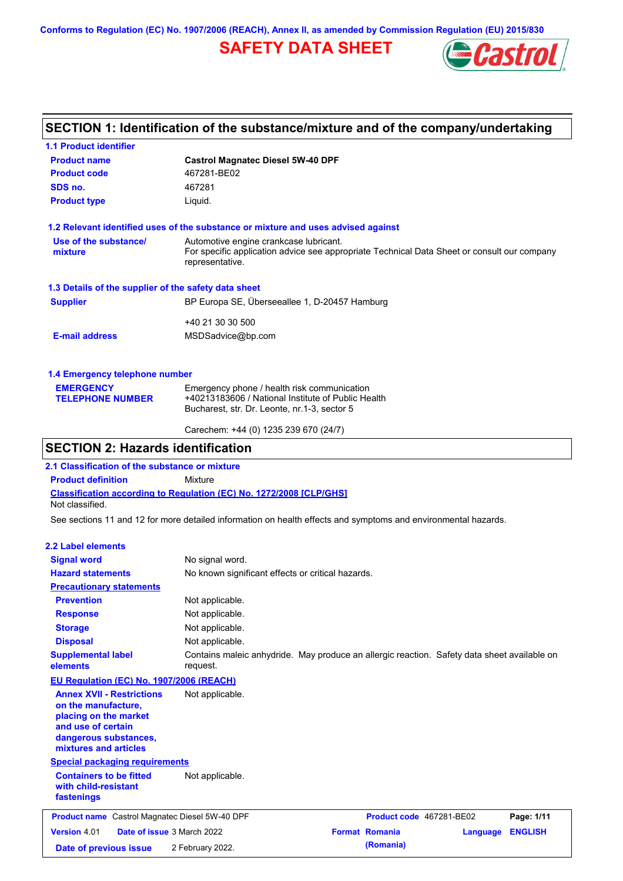Conforms to Regulation (EC) No. 1907/2006 (REACH), Annex II, as amended by Commission Regulation (EU) 2015/830

# SAFETY DATA SHEET

## SECTION 1: Identification of the substance/mixture and of the company/undertaking

### 1.1 Product identifier

**Product name** Castrol Magnatec Diesel 5W-40 DPF

**Product code** 467281-BE02

**SDS no.** 467281

**Product type** Liquid.

### 1.2 Relevant identified uses of the substance or mixture and uses advised against

**Use of the substance/ mixture** Automotive engine crankcase lubricant.
For specific application advice see appropriate Technical Data Sheet or consult our company representative.

### 1.3 Details of the supplier of the safety data sheet

**Supplier** BP Europa SE, Überseeallee 1, D-20457 Hamburg

+40 21 30 30 500

**E-mail address** MSDSadvice@bp.com

### 1.4 Emergency telephone number

**EMERGENCY TELEPHONE NUMBER** Emergency phone / health risk communication
+40213183606 / National Institute of Public Health
Bucharest, str. Dr. Leonte, nr.1-3, sector 5

Carechem: +44 (0) 1235 239 670 (24/7)

## SECTION 2: Hazards identification

### 2.1 Classification of the substance or mixture

**Product definition** Mixture

**Classification according to Regulation (EC) No. 1272/2008 [CLP/GHS]**

Not classified.

See sections 11 and 12 for more detailed information on health effects and symptoms and environmental hazards.

### 2.2 Label elements

**Signal word** No signal word.

**Hazard statements** No known significant effects or critical hazards.

**Precautionary statements**

**Prevention** Not applicable.

**Response** Not applicable.

**Storage** Not applicable.

**Disposal** Not applicable.

**Supplemental label elements** Contains maleic anhydride. May produce an allergic reaction. Safety data sheet available on request.

**EU Regulation (EC) No. 1907/2006 (REACH)**

**Annex XVII - Restrictions on the manufacture, placing on the market and use of certain dangerous substances, mixtures and articles** Not applicable.

**Special packaging requirements**

**Containers to be fitted with child-resistant fastenings** Not applicable.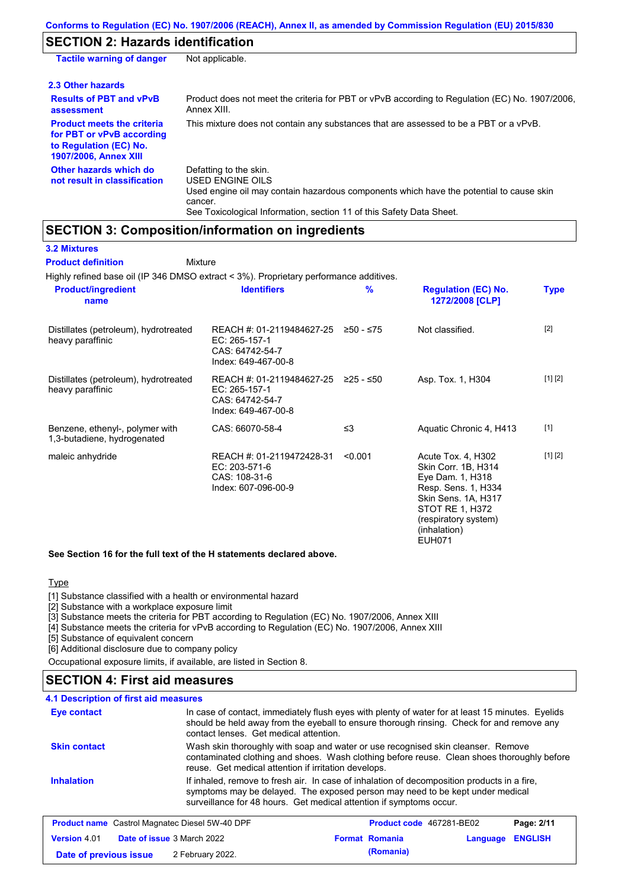## SECTION 2: Hazards identification

| | |
|---|---|
| **Tactile warning of danger** | Not applicable. |

### 2.3 Other hazards

| | |
|---|---|
| **Results of PBT and vPvB assessment** | Product does not meet the criteria for PBT or vPvB according to Regulation (EC) No. 1907/2006, Annex XIII. |
| **Product meets the criteria for PBT or vPvB according to Regulation (EC) No. 1907/2006, Annex XIII** | This mixture does not contain any substances that are assessed to be a PBT or a vPvB. |
| **Other hazards which do not result in classification** | Defatting to the skin. USED ENGINE OILS Used engine oil may contain hazardous components which have the potential to cause skin cancer. See Toxicological Information, section 11 of this Safety Data Sheet. |

## SECTION 3: Composition/information on ingredients

### 3.2 Mixtures

**Product definition** Mixture

Highly refined base oil (IP 346 DMSO extract < 3%). Proprietary performance additives.

| Product/ingredient name | Identifiers | % | Regulation (EC) No. 1272/2008 [CLP] | Type |
|---|---|---|---|---|
| Distillates (petroleum), hydrotreated heavy paraffinic | REACH #: 01-2119484627-25 EC: 265-157-1 CAS: 64742-54-7 Index: 649-467-00-8 | ≥50 - ≤75 | Not classified. | [2] |
| Distillates (petroleum), hydrotreated heavy paraffinic | REACH #: 01-2119484627-25 EC: 265-157-1 CAS: 64742-54-7 Index: 649-467-00-8 | ≥25 - ≤50 | Asp. Tox. 1, H304 | [1] [2] |
| Benzene, ethenyl-, polymer with 1,3-butadiene, hydrogenated | CAS: 66070-58-4 | ≤3 | Aquatic Chronic 4, H413 | [1] |
| maleic anhydride | REACH #: 01-2119472428-31 EC: 203-571-6 CAS: 108-31-6 Index: 607-096-00-9 | <0.001 | Acute Tox. 4, H302 Skin Corr. 1B, H314 Eye Dam. 1, H318 Resp. Sens. 1, H334 Skin Sens. 1A, H317 STOT RE 1, H372 (respiratory system) (inhalation) EUH071 | [1] [2] |

**See Section 16 for the full text of the H statements declared above.**

Type

[1] Substance classified with a health or environmental hazard
[2] Substance with a workplace exposure limit
[3] Substance meets the criteria for PBT according to Regulation (EC) No. 1907/2006, Annex XIII
[4] Substance meets the criteria for vPvB according to Regulation (EC) No. 1907/2006, Annex XIII
[5] Substance of equivalent concern
[6] Additional disclosure due to company policy

Occupational exposure limits, if available, are listed in Section 8.

## SECTION 4: First aid measures

### 4.1 Description of first aid measures

| | |
|---|---|
| **Eye contact** | In case of contact, immediately flush eyes with plenty of water for at least 15 minutes. Eyelids should be held away from the eyeball to ensure thorough rinsing. Check for and remove any contact lenses. Get medical attention. |
| **Skin contact** | Wash skin thoroughly with soap and water or use recognised skin cleanser. Remove contaminated clothing and shoes. Wash clothing before reuse. Clean shoes thoroughly before reuse. Get medical attention if irritation develops. |
| **Inhalation** | If inhaled, remove to fresh air. In case of inhalation of decomposition products in a fire, symptoms may be delayed. The exposed person may need to be kept under medical surveillance for 48 hours. Get medical attention if symptoms occur. |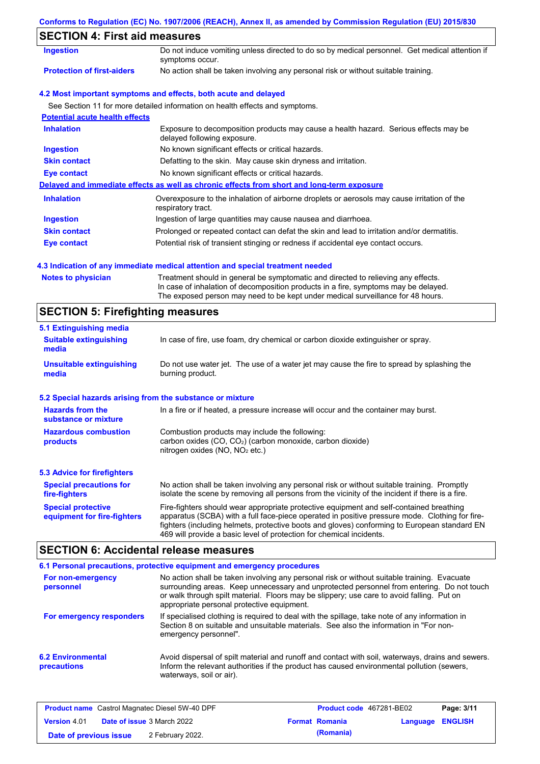## SECTION 4: First aid measures

| | |
|---|---|
| **Ingestion** | Do not induce vomiting unless directed to do so by medical personnel. Get medical attention if symptoms occur. |
| **Protection of first-aiders** | No action shall be taken involving any personal risk or without suitable training. |

### 4.2 Most important symptoms and effects, both acute and delayed

See Section 11 for more detailed information on health effects and symptoms.

**Potential acute health effects**

| | |
|---|---|
| **Inhalation** | Exposure to decomposition products may cause a health hazard. Serious effects may be delayed following exposure. |
| **Ingestion** | No known significant effects or critical hazards. |
| **Skin contact** | Defatting to the skin. May cause skin dryness and irritation. |
| **Eye contact** | No known significant effects or critical hazards. |

**Delayed and immediate effects as well as chronic effects from short and long-term exposure**

| | |
|---|---|
| **Inhalation** | Overexposure to the inhalation of airborne droplets or aerosols may cause irritation of the respiratory tract. |
| **Ingestion** | Ingestion of large quantities may cause nausea and diarrhoea. |
| **Skin contact** | Prolonged or repeated contact can defat the skin and lead to irritation and/or dermatitis. |
| **Eye contact** | Potential risk of transient stinging or redness if accidental eye contact occurs. |

### 4.3 Indication of any immediate medical attention and special treatment needed

| | |
|---|---|
| **Notes to physician** | Treatment should in general be symptomatic and directed to relieving any effects. In case of inhalation of decomposition products in a fire, symptoms may be delayed. The exposed person may need to be kept under medical surveillance for 48 hours. |

## SECTION 5: Firefighting measures

### 5.1 Extinguishing media

| | |
|---|---|
| **Suitable extinguishing media** | In case of fire, use foam, dry chemical or carbon dioxide extinguisher or spray. |
| **Unsuitable extinguishing media** | Do not use water jet. The use of a water jet may cause the fire to spread by splashing the burning product. |

### 5.2 Special hazards arising from the substance or mixture

| | |
|---|---|
| **Hazards from the substance or mixture** | In a fire or if heated, a pressure increase will occur and the container may burst. |
| **Hazardous combustion products** | Combustion products may include the following: carbon oxides ($CO$, $CO_2$) (carbon monoxide, carbon dioxide) nitrogen oxides ($NO$, $NO_2$ etc.) |

### 5.3 Advice for firefighters

| | |
|---|---|
| **Special precautions for fire-fighters** | No action shall be taken involving any personal risk or without suitable training. Promptly isolate the scene by removing all persons from the vicinity of the incident if there is a fire. |
| **Special protective equipment for fire-fighters** | Fire-fighters should wear appropriate protective equipment and self-contained breathing apparatus (SCBA) with a full face-piece operated in positive pressure mode. Clothing for fire-fighters (including helmets, protective boots and gloves) conforming to European standard EN 469 will provide a basic level of protection for chemical incidents. |

## SECTION 6: Accidental release measures

### 6.1 Personal precautions, protective equipment and emergency procedures

| | |
|---|---|
| **For non-emergency personnel** | No action shall be taken involving any personal risk or without suitable training. Evacuate surrounding areas. Keep unnecessary and unprotected personnel from entering. Do not touch or walk through spilt material. Floors may be slippery; use care to avoid falling. Put on appropriate personal protective equipment. |
| **For emergency responders** | If specialised clothing is required to deal with the spillage, take note of any information in Section 8 on suitable and unsuitable materials. See also the information in "For non-emergency personnel". |

| | |
|---|---|
| **6.2 Environmental precautions** | Avoid dispersal of spilt material and runoff and contact with soil, waterways, drains and sewers. Inform the relevant authorities if the product has caused environmental pollution (sewers, waterways, soil or air). |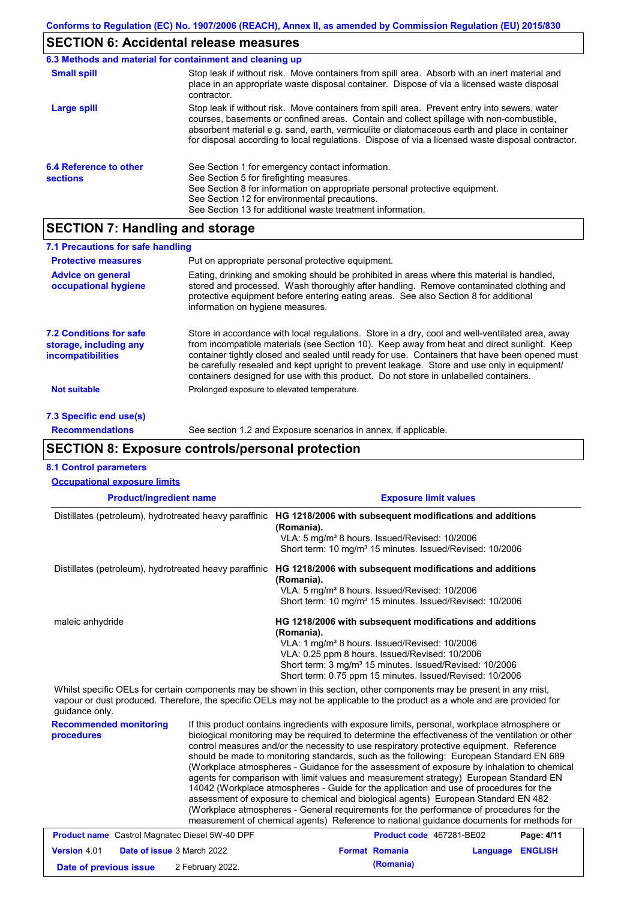## SECTION 6: Accidental release measures

### 6.3 Methods and material for containment and cleaning up

**Small spill**

Stop leak if without risk. Move containers from spill area. Absorb with an inert material and place in an appropriate waste disposal container. Dispose of via a licensed waste disposal contractor.

**Large spill**

Stop leak if without risk. Move containers from spill area. Prevent entry into sewers, water courses, basements or confined areas. Contain and collect spillage with non-combustible, absorbent material e.g. sand, earth, vermiculite or diatomaceous earth and place in container for disposal according to local regulations. Dispose of via a licensed waste disposal contractor.

### 6.4 Reference to other sections

See Section 1 for emergency contact information.
See Section 5 for firefighting measures.
See Section 8 for information on appropriate personal protective equipment.
See Section 12 for environmental precautions.
See Section 13 for additional waste treatment information.

## SECTION 7: Handling and storage

### 7.1 Precautions for safe handling

**Protective measures**

Put on appropriate personal protective equipment.

**Advice on general occupational hygiene**

Eating, drinking and smoking should be prohibited in areas where this material is handled, stored and processed. Wash thoroughly after handling. Remove contaminated clothing and protective equipment before entering eating areas. See also Section 8 for additional information on hygiene measures.

### 7.2 Conditions for safe storage, including any incompatibilities

Store in accordance with local regulations. Store in a dry, cool and well-ventilated area, away from incompatible materials (see Section 10). Keep away from heat and direct sunlight. Keep container tightly closed and sealed until ready for use. Containers that have been opened must be carefully resealed and kept upright to prevent leakage. Store and use only in equipment/containers designed for use with this product. Do not store in unlabelled containers.

**Not suitable**

Prolonged exposure to elevated temperature.

### 7.3 Specific end use(s)

**Recommendations**

See section 1.2 and Exposure scenarios in annex, if applicable.

## SECTION 8: Exposure controls/personal protection

### 8.1 Control parameters

**Occupational exposure limits**

| Product/ingredient name | Exposure limit values |
|---|---|
| Distillates (petroleum), hydrotreated heavy paraffinic | **HG 1218/2006 with subsequent modifications and additions (Romania).**<br>VLA: 5 mg/m³ 8 hours. Issued/Revised: 10/2006<br>Short term: 10 mg/m³ 15 minutes. Issued/Revised: 10/2006 |
| Distillates (petroleum), hydrotreated heavy paraffinic | **HG 1218/2006 with subsequent modifications and additions (Romania).**<br>VLA: 5 mg/m³ 8 hours. Issued/Revised: 10/2006<br>Short term: 10 mg/m³ 15 minutes. Issued/Revised: 10/2006 |
| maleic anhydride | **HG 1218/2006 with subsequent modifications and additions (Romania).**<br>VLA: 1 mg/m³ 8 hours. Issued/Revised: 10/2006<br>VLA: 0.25 ppm 8 hours. Issued/Revised: 10/2006<br>Short term: 3 mg/m³ 15 minutes. Issued/Revised: 10/2006<br>Short term: 0.75 ppm 15 minutes. Issued/Revised: 10/2006 |

Whilst specific OELs for certain components may be shown in this section, other components may be present in any mist, vapour or dust produced. Therefore, the specific OELs may not be applicable to the product as a whole and are provided for guidance only.

**Recommended monitoring procedures**

If this product contains ingredients with exposure limits, personal, workplace atmosphere or biological monitoring may be required to determine the effectiveness of the ventilation or other control measures and/or the necessity to use respiratory protective equipment. Reference should be made to monitoring standards, such as the following: European Standard EN 689 (Workplace atmospheres - Guidance for the assessment of exposure by inhalation to chemical agents for comparison with limit values and measurement strategy) European Standard EN 14042 (Workplace atmospheres - Guide for the application and use of procedures for the assessment of exposure to chemical and biological agents) European Standard EN 482 (Workplace atmospheres - General requirements for the performance of procedures for the measurement of chemical agents) Reference to national guidance documents for methods for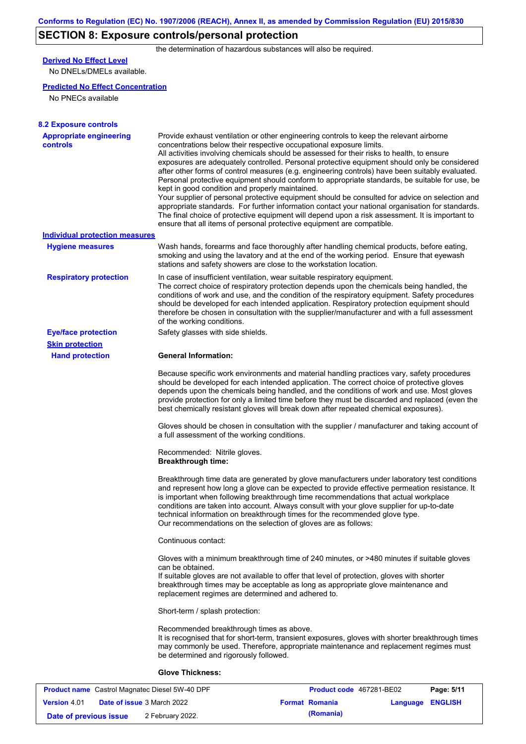## SECTION 8: Exposure controls/personal protection

the determination of hazardous substances will also be required.

**Derived No Effect Level**

No DNELs/DMELs available.

**Predicted No Effect Concentration**

No PNECs available

### 8.2 Exposure controls

**Appropriate engineering controls**

Provide exhaust ventilation or other engineering controls to keep the relevant airborne concentrations below their respective occupational exposure limits.
All activities involving chemicals should be assessed for their risks to health, to ensure exposures are adequately controlled. Personal protective equipment should only be considered after other forms of control measures (e.g. engineering controls) have been suitably evaluated. Personal protective equipment should conform to appropriate standards, be suitable for use, be kept in good condition and properly maintained.
Your supplier of personal protective equipment should be consulted for advice on selection and appropriate standards. For further information contact your national organisation for standards.
The final choice of protective equipment will depend upon a risk assessment. It is important to ensure that all items of personal protective equipment are compatible.

**Individual protection measures**

**Hygiene measures**

Wash hands, forearms and face thoroughly after handling chemical products, before eating, smoking and using the lavatory and at the end of the working period. Ensure that eyewash stations and safety showers are close to the workstation location.

**Respiratory protection**

In case of insufficient ventilation, wear suitable respiratory equipment.
The correct choice of respiratory protection depends upon the chemicals being handled, the conditions of work and use, and the condition of the respiratory equipment. Safety procedures should be developed for each intended application. Respiratory protection equipment should therefore be chosen in consultation with the supplier/manufacturer and with a full assessment of the working conditions.

**Eye/face protection**

Safety glasses with side shields.

**Skin protection**

**Hand protection**

**General Information:**

Because specific work environments and material handling practices vary, safety procedures should be developed for each intended application. The correct choice of protective gloves depends upon the chemicals being handled, and the conditions of work and use. Most gloves provide protection for only a limited time before they must be discarded and replaced (even the best chemically resistant gloves will break down after repeated chemical exposures).

Gloves should be chosen in consultation with the supplier / manufacturer and taking account of a full assessment of the working conditions.

Recommended: Nitrile gloves.
**Breakthrough time:**

Breakthrough time data are generated by glove manufacturers under laboratory test conditions and represent how long a glove can be expected to provide effective permeation resistance. It is important when following breakthrough time recommendations that actual workplace conditions are taken into account. Always consult with your glove supplier for up-to-date technical information on breakthrough times for the recommended glove type.
Our recommendations on the selection of gloves are as follows:

Continuous contact:

Gloves with a minimum breakthrough time of 240 minutes, or >480 minutes if suitable gloves can be obtained.
If suitable gloves are not available to offer that level of protection, gloves with shorter breakthrough times may be acceptable as long as appropriate glove maintenance and replacement regimes are determined and adhered to.

Short-term / splash protection:

Recommended breakthrough times as above.
It is recognised that for short-term, transient exposures, gloves with shorter breakthrough times may commonly be used. Therefore, appropriate maintenance and replacement regimes must be determined and rigorously followed.

**Glove Thickness:**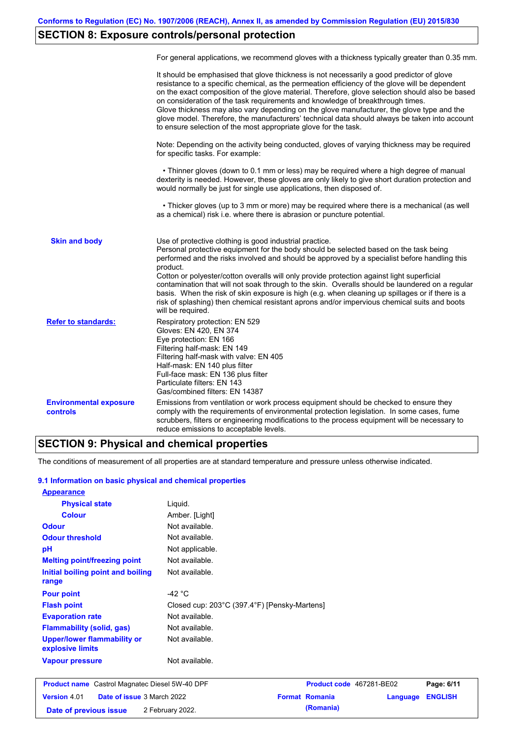## SECTION 8: Exposure controls/personal protection

For general applications, we recommend gloves with a thickness typically greater than 0.35 mm.

It should be emphasised that glove thickness is not necessarily a good predictor of glove resistance to a specific chemical, as the permeation efficiency of the glove will be dependent on the exact composition of the glove material. Therefore, glove selection should also be based on consideration of the task requirements and knowledge of breakthrough times.
Glove thickness may also vary depending on the glove manufacturer, the glove type and the glove model. Therefore, the manufacturers' technical data should always be taken into account to ensure selection of the most appropriate glove for the task.

Note: Depending on the activity being conducted, gloves of varying thickness may be required for specific tasks. For example:

• Thinner gloves (down to 0.1 mm or less) may be required where a high degree of manual dexterity is needed. However, these gloves are only likely to give short duration protection and would normally be just for single use applications, then disposed of.

• Thicker gloves (up to 3 mm or more) may be required where there is a mechanical (as well as a chemical) risk i.e. where there is abrasion or puncture potential.

**Skin and body**

Use of protective clothing is good industrial practice.
Personal protective equipment for the body should be selected based on the task being performed and the risks involved and should be approved by a specialist before handling this product.
Cotton or polyester/cotton overalls will only provide protection against light superficial contamination that will not soak through to the skin. Overalls should be laundered on a regular basis. When the risk of skin exposure is high (e.g. when cleaning up spillages or if there is a risk of splashing) then chemical resistant aprons and/or impervious chemical suits and boots will be required.

**Refer to standards:**

Respiratory protection: EN 529
Gloves: EN 420, EN 374
Eye protection: EN 166
Filtering half-mask: EN 149
Filtering half-mask with valve: EN 405
Half-mask: EN 140 plus filter
Full-face mask: EN 136 plus filter
Particulate filters: EN 143
Gas/combined filters: EN 14387

**Environmental exposure controls**

Emissions from ventilation or work process equipment should be checked to ensure they comply with the requirements of environmental protection legislation. In some cases, fume scrubbers, filters or engineering modifications to the process equipment will be necessary to reduce emissions to acceptable levels.

## SECTION 9: Physical and chemical properties

The conditions of measurement of all properties are at standard temperature and pressure unless otherwise indicated.

### 9.1 Information on basic physical and chemical properties

**Appearance**

| Property | Value |
|---|---|
| Physical state | Liquid. |
| Colour | Amber. [Light] |
| Odour | Not available. |
| Odour threshold | Not available. |
| pH | Not applicable. |
| Melting point/freezing point | Not available. |
| Initial boiling point and boiling range | Not available. |
| Pour point | -42 °C |
| Flash point | Closed cup: 203°C (397.4°F) [Pensky-Martens] |
| Evaporation rate | Not available. |
| Flammability (solid, gas) | Not available. |
| Upper/lower flammability or explosive limits | Not available. |
| Vapour pressure | Not available. |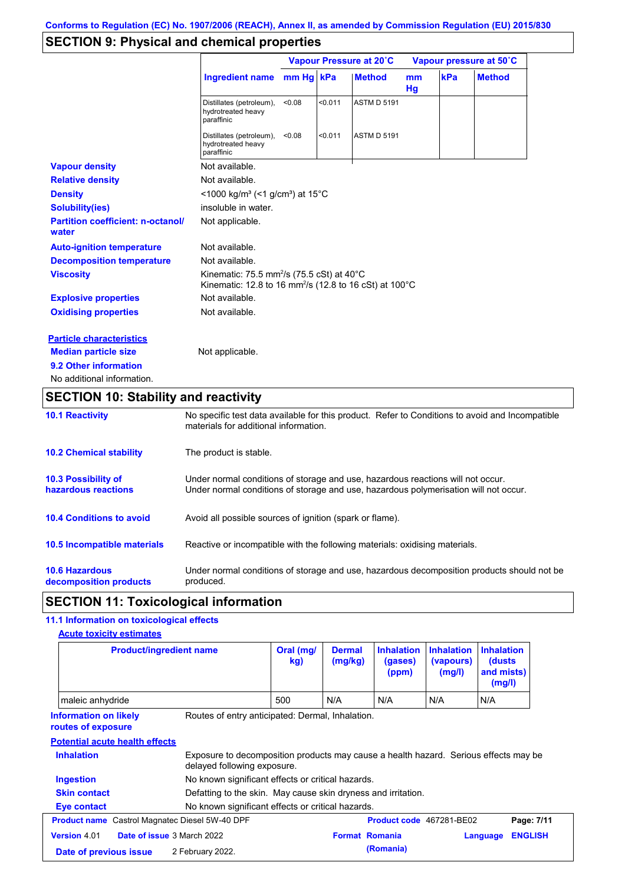Conforms to Regulation (EC) No. 1907/2006 (REACH), Annex II, as amended by Commission Regulation (EU) 2015/830

## SECTION 9: Physical and chemical properties

| Ingredient name | Vapour Pressure at 20˚C | | | Vapour pressure at 50˚C | | |
|---|---|---|---|---|---|---|
| | mm Hg | kPa | Method | mm Hg | kPa | Method |
| Distillates (petroleum), hydrotreated heavy paraffinic | <0.08 | <0.011 | ASTM D 5191 | | | |
| Distillates (petroleum), hydrotreated heavy paraffinic | <0.08 | <0.011 | ASTM D 5191 | | | |

**Vapour density** Not available.

**Relative density** Not available.

**Density** <1000 kg/m³ (<1 g/cm³) at 15°C

**Solubility(ies)** insoluble in water.

**Partition coefficient: n-octanol/ water** Not applicable.

**Auto-ignition temperature** Not available.

**Decomposition temperature** Not available.

**Viscosity** Kinematic: 75.5 $mm^2/s$ (75.5 cSt) at 40°C
Kinematic: 12.8 to 16 $mm^2/s$ (12.8 to 16 cSt) at 100°C

**Explosive properties** Not available.

**Oxidising properties** Not available.

**Particle characteristics**

**Median particle size** Not applicable.

**9.2 Other information**

No additional information.

## SECTION 10: Stability and reactivity

**10.1 Reactivity** No specific test data available for this product. Refer to Conditions to avoid and Incompatible materials for additional information.

**10.2 Chemical stability** The product is stable.

**10.3 Possibility of hazardous reactions** Under normal conditions of storage and use, hazardous reactions will not occur.
Under normal conditions of storage and use, hazardous polymerisation will not occur.

**10.4 Conditions to avoid** Avoid all possible sources of ignition (spark or flame).

**10.5 Incompatible materials** Reactive or incompatible with the following materials: oxidising materials.

**10.6 Hazardous decomposition products** Under normal conditions of storage and use, hazardous decomposition products should not be produced.

## SECTION 11: Toxicological information

**11.1 Information on toxicological effects**

**Acute toxicity estimates**

| Product/ingredient name | Oral (mg/kg) | Dermal (mg/kg) | Inhalation (gases) (ppm) | Inhalation (vapours) (mg/l) | Inhalation (dusts and mists) (mg/l) |
|---|---|---|---|---|---|
| maleic anhydride | 500 | N/A | N/A | N/A | N/A |

**Information on likely routes of exposure** Routes of entry anticipated: Dermal, Inhalation.

**Potential acute health effects**

**Inhalation** Exposure to decomposition products may cause a health hazard. Serious effects may be delayed following exposure.

**Ingestion** No known significant effects or critical hazards.

**Skin contact** Defatting to the skin. May cause skin dryness and irritation.

**Eye contact** No known significant effects or critical hazards.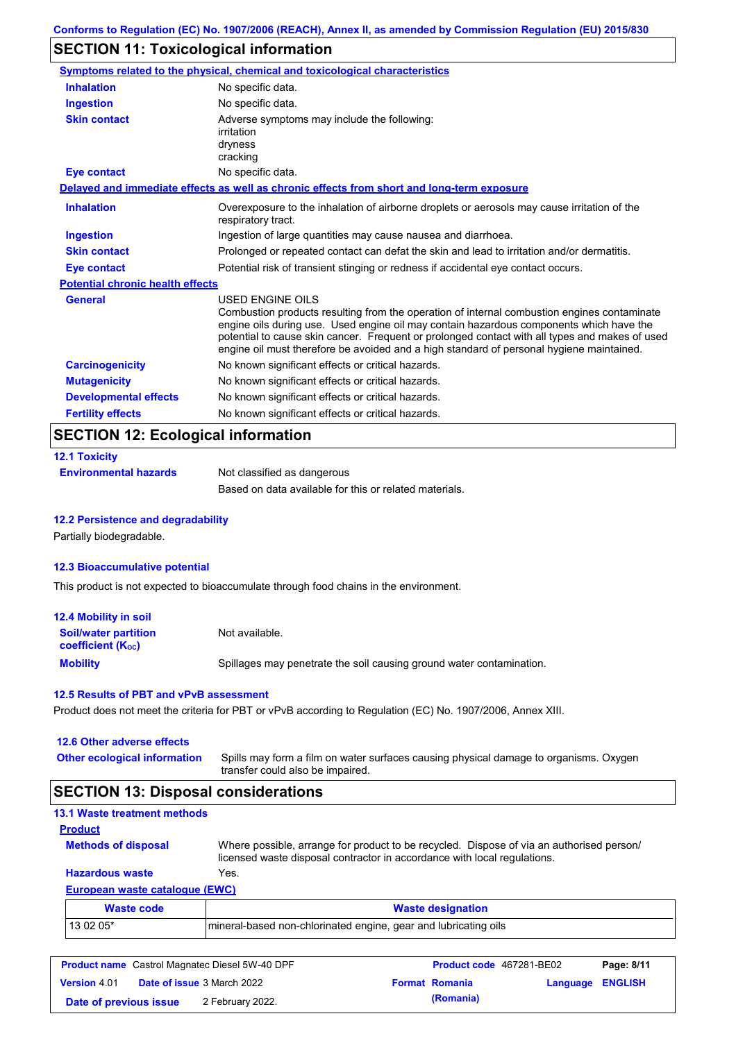Conforms to Regulation (EC) No. 1907/2006 (REACH), Annex II, as amended by Commission Regulation (EU) 2015/830

## SECTION 11: Toxicological information

**Symptoms related to the physical, chemical and toxicological characteristics**

| | |
|---|---|
| **Inhalation** | No specific data. |
| **Ingestion** | No specific data. |
| **Skin contact** | Adverse symptoms may include the following:<br>irritation<br>dryness<br>cracking |
| **Eye contact** | No specific data. |

**Delayed and immediate effects as well as chronic effects from short and long-term exposure**

| | |
|---|---|
| **Inhalation** | Overexposure to the inhalation of airborne droplets or aerosols may cause irritation of the respiratory tract. |
| **Ingestion** | Ingestion of large quantities may cause nausea and diarrhoea. |
| **Skin contact** | Prolonged or repeated contact can defat the skin and lead to irritation and/or dermatitis. |
| **Eye contact** | Potential risk of transient stinging or redness if accidental eye contact occurs. |

**Potential chronic health effects**

| | |
|---|---|
| **General** | USED ENGINE OILS<br>Combustion products resulting from the operation of internal combustion engines contaminate engine oils during use. Used engine oil may contain hazardous components which have the potential to cause skin cancer. Frequent or prolonged contact with all types and makes of used engine oil must therefore be avoided and a high standard of personal hygiene maintained. |
| **Carcinogenicity** | No known significant effects or critical hazards. |
| **Mutagenicity** | No known significant effects or critical hazards. |
| **Developmental effects** | No known significant effects or critical hazards. |
| **Fertility effects** | No known significant effects or critical hazards. |

## SECTION 12: Ecological information

### 12.1 Toxicity

| | |
|---|---|
| **Environmental hazards** | Not classified as dangerous<br>Based on data available for this or related materials. |

### 12.2 Persistence and degradability

Partially biodegradable.

### 12.3 Bioaccumulative potential

This product is not expected to bioaccumulate through food chains in the environment.

### 12.4 Mobility in soil

| | |
|---|---|
| **Soil/water partition coefficient ($K_{OC}$)** | Not available. |
| **Mobility** | Spillages may penetrate the soil causing ground water contamination. |

### 12.5 Results of PBT and vPvB assessment

Product does not meet the criteria for PBT or vPvB according to Regulation (EC) No. 1907/2006, Annex XIII.

### 12.6 Other adverse effects

| | |
|---|---|
| **Other ecological information** | Spills may form a film on water surfaces causing physical damage to organisms. Oxygen transfer could also be impaired. |

## SECTION 13: Disposal considerations

### 13.1 Waste treatment methods

**Product**

| | |
|---|---|
| **Methods of disposal** | Where possible, arrange for product to be recycled. Dispose of via an authorised person/ licensed waste disposal contractor in accordance with local regulations. |
| **Hazardous waste** | Yes. |

**European waste catalogue (EWC)**

| Waste code | Waste designation |
|---|---|
| 13 02 05* | mineral-based non-chlorinated engine, gear and lubricating oils |

| | | | |
|---|---|---|---|
| **Product name** Castrol Magnatec Diesel 5W-40 DPF | | **Product code** 467281-BE02 | |
| **Version** 4.01 | **Date of issue** 3 March 2022 | **Format** Romania (Romania) | **Language** ENGLISH |
| **Date of previous issue** | 2 February 2022. | | |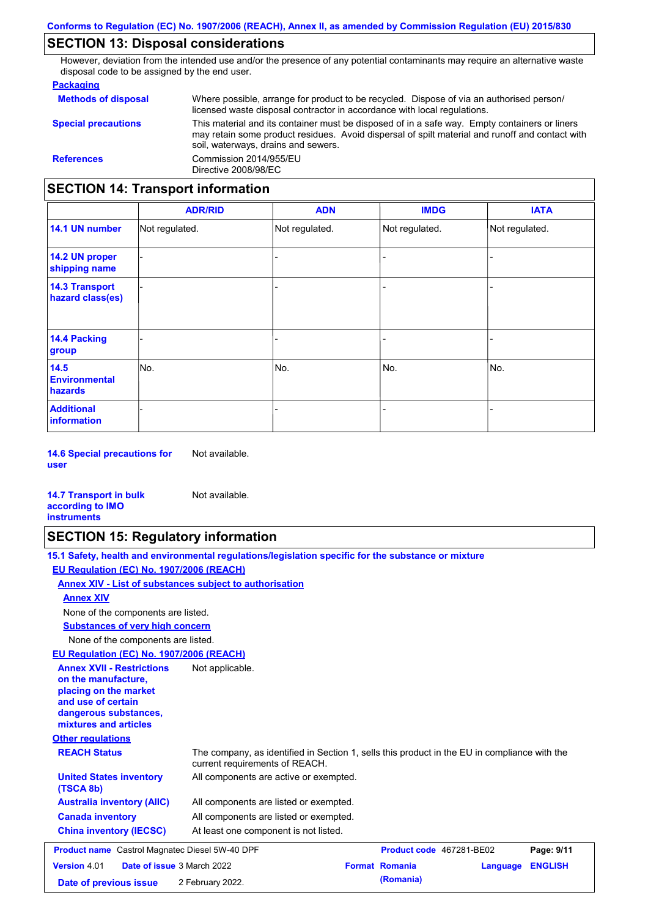## SECTION 13: Disposal considerations

However, deviation from the intended use and/or the presence of any potential contaminants may require an alternative waste disposal code to be assigned by the end user.

**Packaging**

**Methods of disposal** Where possible, arrange for product to be recycled. Dispose of via an authorised person/ licensed waste disposal contractor in accordance with local regulations.

**Special precautions** This material and its container must be disposed of in a safe way. Empty containers or liners may retain some product residues. Avoid dispersal of spilt material and runoff and contact with soil, waterways, drains and sewers.

**References** Commission 2014/955/EU
Directive 2008/98/EC

## SECTION 14: Transport information

| | ADR/RID | ADN | IMDG | IATA |
|---|---|---|---|---|
| **14.1 UN number** | Not regulated. | Not regulated. | Not regulated. | Not regulated. |
| **14.2 UN proper shipping name** | - | - | - | - |
| **14.3 Transport hazard class(es)** | - | - | - | - |
| **14.4 Packing group** | - | - | - | - |
| **14.5 Environmental hazards** | No. | No. | No. | No. |
| **Additional information** | - | - | - | - |

**14.6 Special precautions for user** Not available.

**14.7 Transport in bulk according to IMO instruments** Not available.

## SECTION 15: Regulatory information

**15.1 Safety, health and environmental regulations/legislation specific for the substance or mixture**

**EU Regulation (EC) No. 1907/2006 (REACH)**

**Annex XIV - List of substances subject to authorisation**

**Annex XIV**

None of the components are listed.

**Substances of very high concern**

None of the components are listed.

**EU Regulation (EC) No. 1907/2006 (REACH)**

**Annex XVII - Restrictions on the manufacture, placing on the market and use of certain dangerous substances, mixtures and articles** Not applicable.

**Other regulations**

**REACH Status** The company, as identified in Section 1, sells this product in the EU in compliance with the current requirements of REACH.

**United States inventory (TSCA 8b)** All components are active or exempted.

**Australia inventory (AIIC)** All components are listed or exempted.

**Canada inventory** All components are listed or exempted.

**China inventory (IECSC)** At least one component is not listed.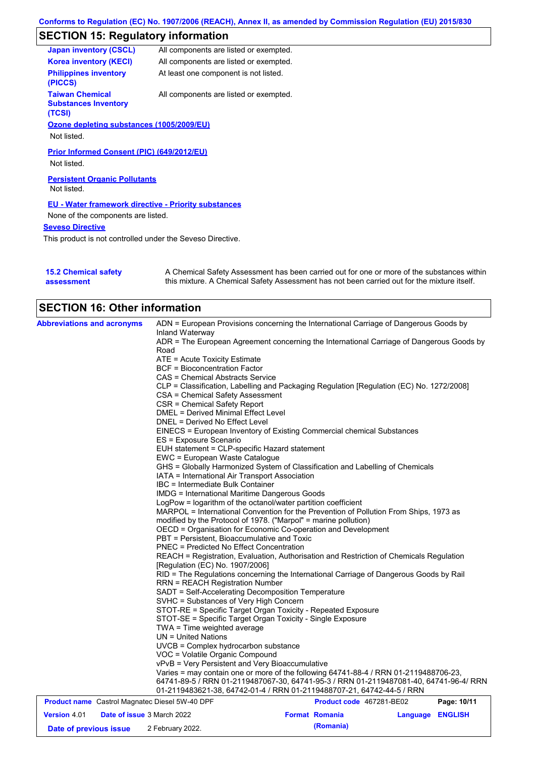## SECTION 15: Regulatory information

| | |
|---|---|
| **Japan inventory (CSCL)** | All components are listed or exempted. |
| **Korea inventory (KECI)** | All components are listed or exempted. |
| **Philippines inventory (PICCS)** | At least one component is not listed. |
| **Taiwan Chemical Substances Inventory (TCSI)** | All components are listed or exempted. |

**Ozone depleting substances (1005/2009/EU)**

Not listed.

**Prior Informed Consent (PIC) (649/2012/EU)**

Not listed.

**Persistent Organic Pollutants**

Not listed.

**EU - Water framework directive - Priority substances**

None of the components are listed.

**Seveso Directive**

This product is not controlled under the Seveso Directive.

**15.2 Chemical safety assessment**

A Chemical Safety Assessment has been carried out for one or more of the substances within this mixture. A Chemical Safety Assessment has not been carried out for the mixture itself.

## SECTION 16: Other information

**Abbreviations and acronyms**

ADN = European Provisions concerning the International Carriage of Dangerous Goods by Inland Waterway
ADR = The European Agreement concerning the International Carriage of Dangerous Goods by Road
ATE = Acute Toxicity Estimate
BCF = Bioconcentration Factor
CAS = Chemical Abstracts Service
CLP = Classification, Labelling and Packaging Regulation [Regulation (EC) No. 1272/2008]
CSA = Chemical Safety Assessment
CSR = Chemical Safety Report
DMEL = Derived Minimal Effect Level
DNEL = Derived No Effect Level
EINECS = European Inventory of Existing Commercial chemical Substances
ES = Exposure Scenario
EUH statement = CLP-specific Hazard statement
EWC = European Waste Catalogue
GHS = Globally Harmonized System of Classification and Labelling of Chemicals
IATA = International Air Transport Association
IBC = Intermediate Bulk Container
IMDG = International Maritime Dangerous Goods
LogPow = logarithm of the octanol/water partition coefficient
MARPOL = International Convention for the Prevention of Pollution From Ships, 1973 as modified by the Protocol of 1978. ("Marpol" = marine pollution)
OECD = Organisation for Economic Co-operation and Development
PBT = Persistent, Bioaccumulative and Toxic
PNEC = Predicted No Effect Concentration
REACH = Registration, Evaluation, Authorisation and Restriction of Chemicals Regulation [Regulation (EC) No. 1907/2006]
RID = The Regulations concerning the International Carriage of Dangerous Goods by Rail
RRN = REACH Registration Number
SADT = Self-Accelerating Decomposition Temperature
SVHC = Substances of Very High Concern
STOT-RE = Specific Target Organ Toxicity - Repeated Exposure
STOT-SE = Specific Target Organ Toxicity - Single Exposure
TWA = Time weighted average
UN = United Nations
UVCB = Complex hydrocarbon substance
VOC = Volatile Organic Compound
vPvB = Very Persistent and Very Bioaccumulative
Varies = may contain one or more of the following 64741-88-4 / RRN 01-2119488706-23, 64741-89-5 / RRN 01-2119487067-30, 64741-95-3 / RRN 01-2119487081-40, 64741-96-4/ RRN 01-2119483621-38, 64742-01-4 / RRN 01-2119488707-21, 64742-44-5 / RRN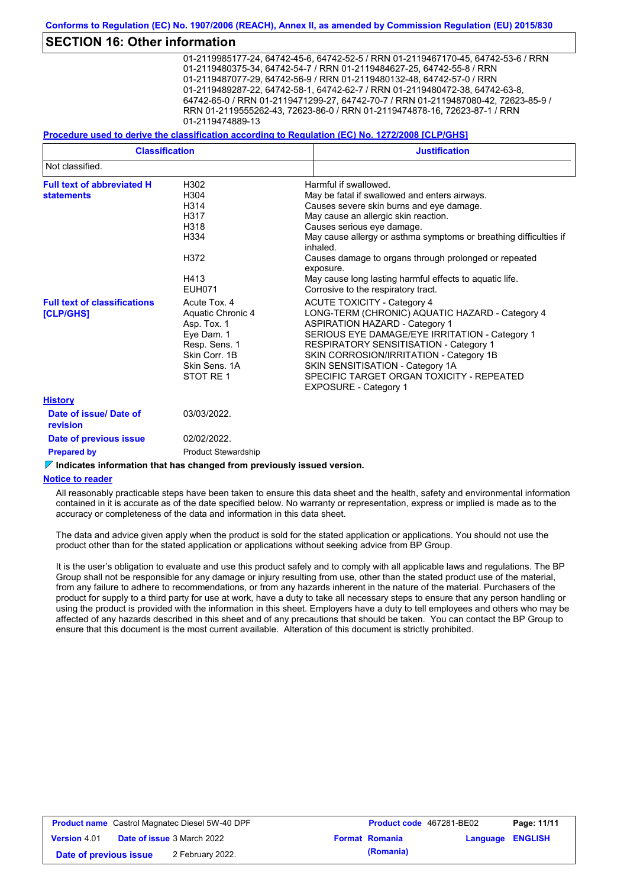## SECTION 16: Other information

01-2119985177-24, 64742-45-6, 64742-52-5 / RRN 01-2119467170-45, 64742-53-6 / RRN 01-2119480375-34, 64742-54-7 / RRN 01-2119484627-25, 64742-55-8 / RRN 01-2119487077-29, 64742-56-9 / RRN 01-2119480132-48, 64742-57-0 / RRN 01-2119489287-22, 64742-58-1, 64742-62-7 / RRN 01-2119480472-38, 64742-63-8, 64742-65-0 / RRN 01-2119471299-27, 64742-70-7 / RRN 01-2119487080-42, 72623-85-9 / RRN 01-2119555262-43, 72623-86-0 / RRN 01-2119474878-16, 72623-87-1 / RRN 01-2119474889-13

**Procedure used to derive the classification according to Regulation (EC) No. 1272/2008 [CLP/GHS]**

| Classification | Justification |
|---|---|
| Not classified. | |

**Full text of abbreviated H statements**

| | | |
|---|---|---|
| H302 | Harmful if swallowed. |
| H304 | May be fatal if swallowed and enters airways. |
| H314 | Causes severe skin burns and eye damage. |
| H317 | May cause an allergic skin reaction. |
| H318 | Causes serious eye damage. |
| H334 | May cause allergy or asthma symptoms or breathing difficulties if inhaled. |
| H372 | Causes damage to organs through prolonged or repeated exposure. |
| H413 | May cause long lasting harmful effects to aquatic life. |
| EUH071 | Corrosive to the respiratory tract. |

**Full text of classifications [CLP/GHS]**

| | |
|---|---|
| Acute Tox. 4 | ACUTE TOXICITY - Category 4 |
| Aquatic Chronic 4 | LONG-TERM (CHRONIC) AQUATIC HAZARD - Category 4 |
| Asp. Tox. 1 | ASPIRATION HAZARD - Category 1 |
| Eye Dam. 1 | SERIOUS EYE DAMAGE/EYE IRRITATION - Category 1 |
| Resp. Sens. 1 | RESPIRATORY SENSITISATION - Category 1 |
| Skin Corr. 1B | SKIN CORROSION/IRRITATION - Category 1B |
| Skin Sens. 1A | SKIN SENSITISATION - Category 1A |
| STOT RE 1 | SPECIFIC TARGET ORGAN TOXICITY - REPEATED EXPOSURE - Category 1 |

**History**

**Date of issue/ Date of revision:** 03/03/2022.

**Date of previous issue:** 02/02/2022.

**Prepared by:** Product Stewardship

**Indicates information that has changed from previously issued version.**

**Notice to reader**

All reasonably practicable steps have been taken to ensure this data sheet and the health, safety and environmental information contained in it is accurate as of the date specified below. No warranty or representation, express or implied is made as to the accuracy or completeness of the data and information in this data sheet.

The data and advice given apply when the product is sold for the stated application or applications. You should not use the product other than for the stated application or applications without seeking advice from BP Group.

It is the user's obligation to evaluate and use this product safely and to comply with all applicable laws and regulations. The BP Group shall not be responsible for any damage or injury resulting from use, other than the stated product use of the material, from any failure to adhere to recommendations, or from any hazards inherent in the nature of the material. Purchasers of the product for supply to a third party for use at work, have a duty to take all necessary steps to ensure that any person handling or using the product is provided with the information in this sheet. Employers have a duty to tell employees and others who may be affected of any hazards described in this sheet and of any precautions that should be taken. You can contact the BP Group to ensure that this document is the most current available. Alteration of this document is strictly prohibited.